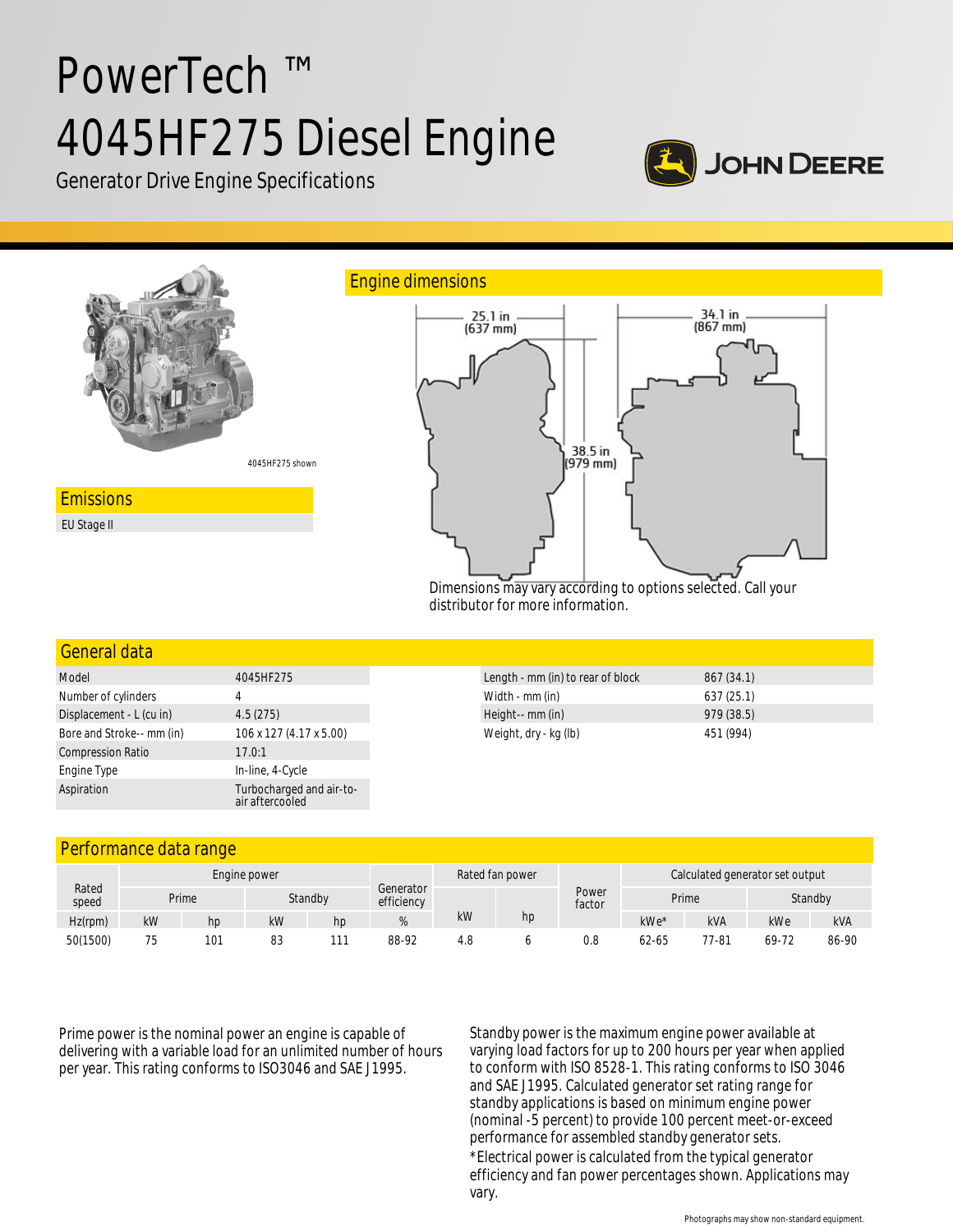# PowerTech ™ 4045HF275 Diesel Engine

Generator Drive Engine Specifications

JOHN DEERE

4045HF275 shown

## Engine dimensions

25.1 in (637 mm)

34.1 in (867 mm)

38.5 in (979 mm)

Dimensions may vary according to options selected. Call your distributor for more information.

## Emissions

EU Stage II

## General data

| | |
|---|---|
| Model | 4045HF275 |
| Number of cylinders | 4 |
| Displacement - L (cu in) | 4.5 (275) |
| Bore and Stroke-- mm (in) | 106 x 127 (4.17 x 5.00) |
| Compression Ratio | 17.0:1 |
| Engine Type | In-line, 4-Cycle |
| Aspiration | Turbocharged and air-to-air aftercooled |

| | |
|---|---|
| Length - mm (in) to rear of block | 867 (34.1) |
| Width - mm (in) | 637 (25.1) |
| Height-- mm (in) | 979 (38.5) |
| Weight, dry - kg (lb) | 451 (994) |

## Performance data range

| Rated speed | Engine power | | | | Generator efficiency | Rated fan power | | Power factor | Calculated generator set output | | | |
|---|---|---|---|---|---|---|---|---|---|---|---|---|
| | Prime | | Standby | | | | | | Prime | | Standby | |
| Hz(rpm) | kW | hp | kW | hp | % | kW | hp | | kWe* | kVA | kWe | kVA |
| 50(1500) | 75 | 101 | 83 | 111 | 88-92 | 4.8 | 6 | 0.8 | 62-65 | 77-81 | 69-72 | 86-90 |

Prime power is the nominal power an engine is capable of delivering with a variable load for an unlimited number of hours per year. This rating conforms to ISO3046 and SAE J1995.

Standby power is the maximum engine power available at varying load factors for up to 200 hours per year when applied to conform with ISO 8528-1. This rating conforms to ISO 3046 and SAE J1995. Calculated generator set rating range for standby applications is based on minimum engine power (nominal -5 percent) to provide 100 percent meet-or-exceed performance for assembled standby generator sets.

*Electrical power is calculated from the typical generator efficiency and fan power percentages shown. Applications may vary.

Photographs may show non-standard equipment.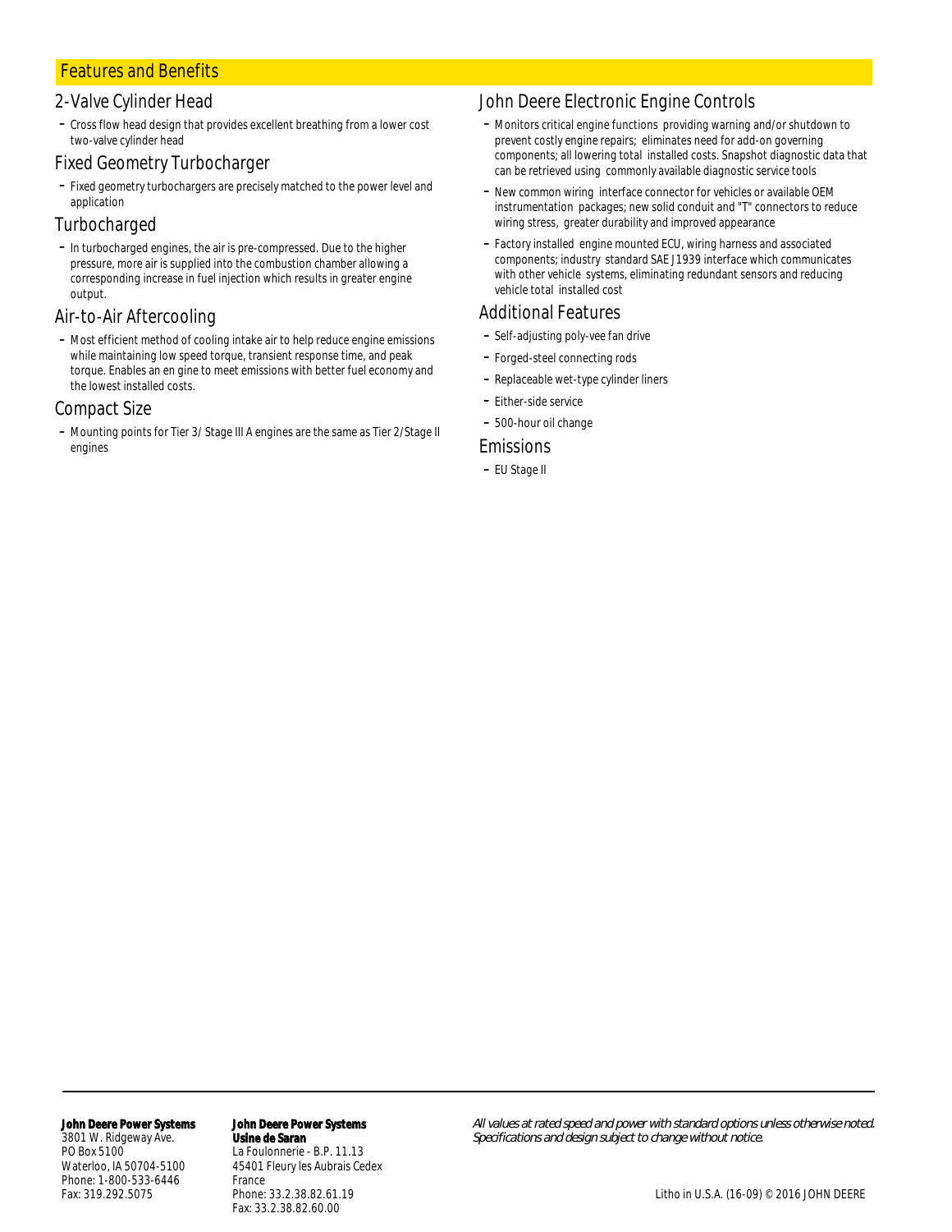## Features and Benefits

### 2-Valve Cylinder Head

- Cross flow head design that provides excellent breathing from a lower cost two-valve cylinder head

### Fixed Geometry Turbocharger

- Fixed geometry turbochargers are precisely matched to the power level and application

### Turbocharged

- In turbocharged engines, the air is pre-compressed. Due to the higher pressure, more air is supplied into the combustion chamber allowing a corresponding increase in fuel injection which results in greater engine output.

### Air-to-Air Aftercooling

- Most efficient method of cooling intake air to help reduce engine emissions while maintaining low speed torque, transient response time, and peak torque. Enables an en gine to meet emissions with better fuel economy and the lowest installed costs.

### Compact Size

- Mounting points for Tier 3/ Stage III A engines are the same as Tier 2/Stage II engines

### John Deere Electronic Engine Controls

- Monitors critical engine functions providing warning and/or shutdown to prevent costly engine repairs; eliminates need for add-on governing components; all lowering total installed costs. Snapshot diagnostic data that can be retrieved using commonly available diagnostic service tools
- New common wiring interface connector for vehicles or available OEM instrumentation packages; new solid conduit and "T" connectors to reduce wiring stress, greater durability and improved appearance
- Factory installed engine mounted ECU, wiring harness and associated components; industry standard SAE J1939 interface which communicates with other vehicle systems, eliminating redundant sensors and reducing vehicle total installed cost

### Additional Features

- Self-adjusting poly-vee fan drive
- Forged-steel connecting rods
- Replaceable wet-type cylinder liners
- Either-side service
- 500-hour oil change

### Emissions

- EU Stage II

---

**John Deere Power Systems**
3801 W. Ridgeway Ave.
PO Box 5100
Waterloo, IA 50704-5100
Phone: 1-800-533-6446
Fax: 319.292.5075

**John Deere Power Systems**
**Usine de Saran**
La Foulonnerie - B.P. 11.13
45401 Fleury les Aubrais Cedex
France
Phone: 33.2.38.82.61.19
Fax: 33.2.38.82.60.00

*All values at rated speed and power with standard options unless otherwise noted.*
*Specifications and design subject to change without notice.*

Litho in U.S.A. (16-09) © 2016 JOHN DEERE